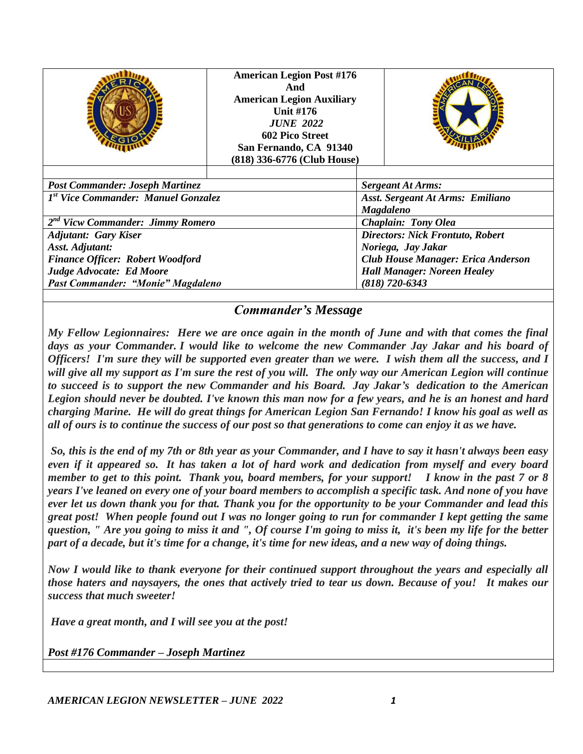**American Legion Post #176**
**And**
**American Legion Auxiliary**
**Unit #176**
***JUNE 2022***
**602 Pico Street**
**San Fernando, CA 91340**
**(818) 336-6776 (Club House)**

| | |
|---|---|
| ***Post Commander: Joseph Martinez*** | ***Sergeant At Arms:*** |
| ***1st Vice Commander: Manuel Gonzalez*** | ***Asst. Sergeant At Arms: Emiliano Magdaleno*** |
| ***2nd Vicw Commander: Jimmy Romero*** | ***Chaplain: Tony Olea*** |
| ***Adjutant: Gary Kiser*** | ***Directors: Nick Frontuto, Robert Noriega, Jay Jakar*** |
| ***Asst. Adjutant:*** | |
| ***Finance Officer: Robert Woodford*** | ***Club House Manager: Erica Anderson*** |
| ***Judge Advocate: Ed Moore*** | ***Hall Manager: Noreen Healey*** |
| ***Past Commander: "Monie" Magdaleno*** | ***(818) 720-6343*** |

## *Commander's Message*

***My Fellow Legionnaires: Here we are once again in the month of June and with that comes the final days as your Commander. I would like to welcome the new Commander Jay Jakar and his board of Officers! I'm sure they will be supported even greater than we were. I wish them all the success, and I will give all my support as I'm sure the rest of you will. The only way our American Legion will continue to succeed is to support the new Commander and his Board. Jay Jakar's dedication to the American Legion should never be doubted. I've known this man now for a few years, and he is an honest and hard charging Marine. He will do great things for American Legion San Fernando! I know his goal as well as all of ours is to continue the success of our post so that generations to come can enjoy it as we have.***

***So, this is the end of my 7th or 8th year as your Commander, and I have to say it hasn't always been easy even if it appeared so. It has taken a lot of hard work and dedication from myself and every board member to get to this point. Thank you, board members, for your support! I know in the past 7 or 8 years I've leaned on every one of your board members to accomplish a specific task. And none of you have ever let us down thank you for that. Thank you for the opportunity to be your Commander and lead this great post! When people found out I was no longer going to run for commander I kept getting the same question, " Are you going to miss it and ", Of course I'm going to miss it, it's been my life for the better part of a decade, but it's time for a change, it's time for new ideas, and a new way of doing things.***

***Now I would like to thank everyone for their continued support throughout the years and especially all those haters and naysayers, the ones that actively tried to tear us down. Because of you! It makes our success that much sweeter!***

***Have a great month, and I will see you at the post!***

***Post #176 Commander – Joseph Martinez***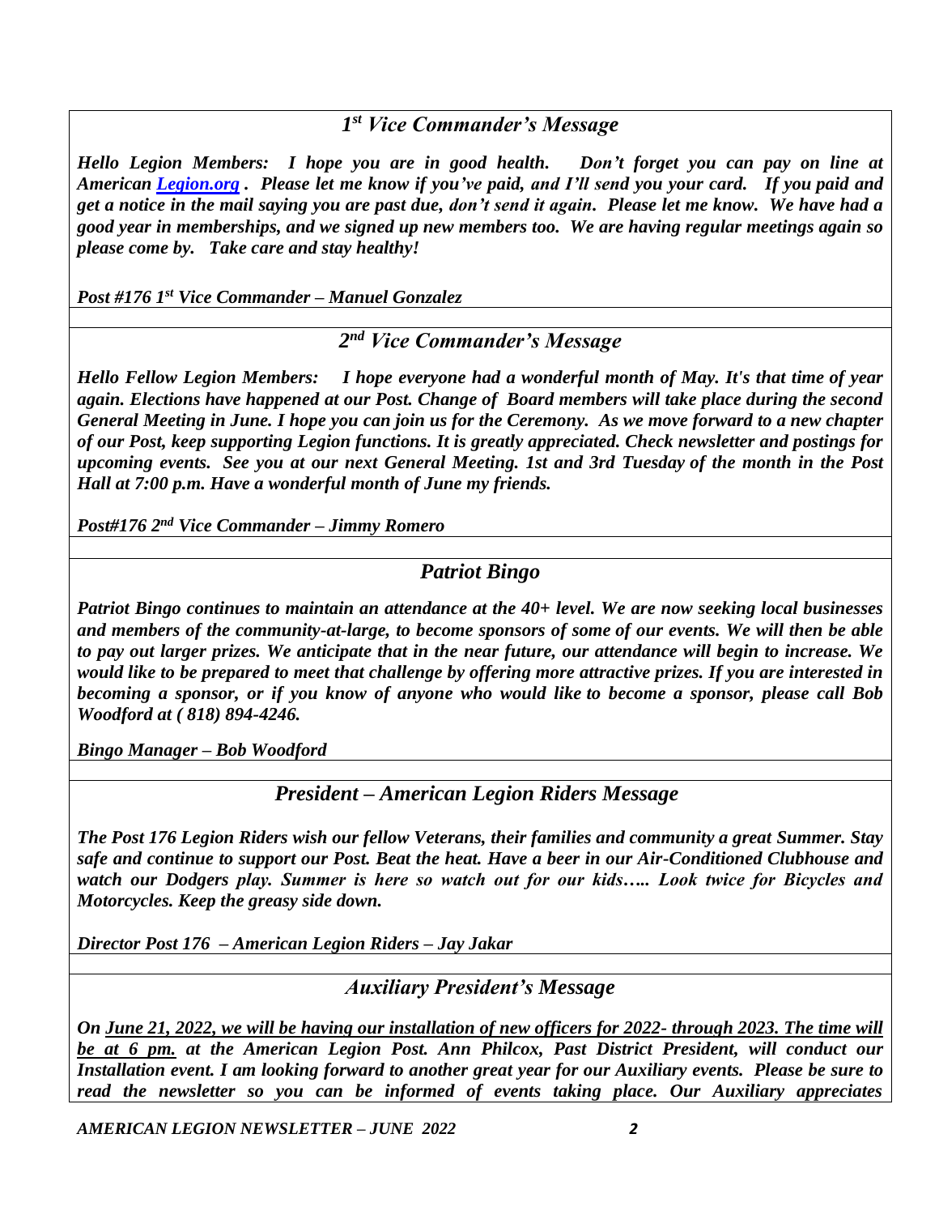## *1st Vice Commander's Message*

***Hello Legion Members: I hope you are in good health. Don't forget you can pay on line at American [Legion.org](Legion.org) . Please let me know if you've paid, and I'll send you your card. If you paid and get a notice in the mail saying you are past due, don't send it again. Please let me know. We have had a good year in memberships, and we signed up new members too. We are having regular meetings again so please come by. Take care and stay healthy!***

***Post #176 1st Vice Commander – Manuel Gonzalez***

## *2nd Vice Commander's Message*

***Hello Fellow Legion Members: I hope everyone had a wonderful month of May. It's that time of year again. Elections have happened at our Post. Change of Board members will take place during the second General Meeting in June. I hope you can join us for the Ceremony. As we move forward to a new chapter of our Post, keep supporting Legion functions. It is greatly appreciated. Check newsletter and postings for upcoming events. See you at our next General Meeting. 1st and 3rd Tuesday of the month in the Post Hall at 7:00 p.m. Have a wonderful month of June my friends.***

***Post#176 2nd Vice Commander – Jimmy Romero***

## *Patriot Bingo*

***Patriot Bingo continues to maintain an attendance at the 40+ level. We are now seeking local businesses and members of the community-at-large, to become sponsors of some of our events. We will then be able to pay out larger prizes. We anticipate that in the near future, our attendance will begin to increase. We would like to be prepared to meet that challenge by offering more attractive prizes. If you are interested in becoming a sponsor, or if you know of anyone who would like to become a sponsor, please call Bob Woodford at ( 818) 894-4246.***

***Bingo Manager – Bob Woodford***

## *President – American Legion Riders Message*

***The Post 176 Legion Riders wish our fellow Veterans, their families and community a great Summer. Stay safe and continue to support our Post. Beat the heat. Have a beer in our Air-Conditioned Clubhouse and watch our Dodgers play. Summer is here so watch out for our kids….. Look twice for Bicycles and Motorcycles. Keep the greasy side down.***

***Director Post 176 – American Legion Riders – Jay Jakar***

## *Auxiliary President's Message*

***On <u>June 21, 2022, we will be having our installation of new officers for 2022- through 2023. The time will be at 6 pm.</u> at the American Legion Post. Ann Philcox, Past District President, will conduct our Installation event. I am looking forward to another great year for our Auxiliary events. Please be sure to read the newsletter so you can be informed of events taking place. Our Auxiliary appreciates***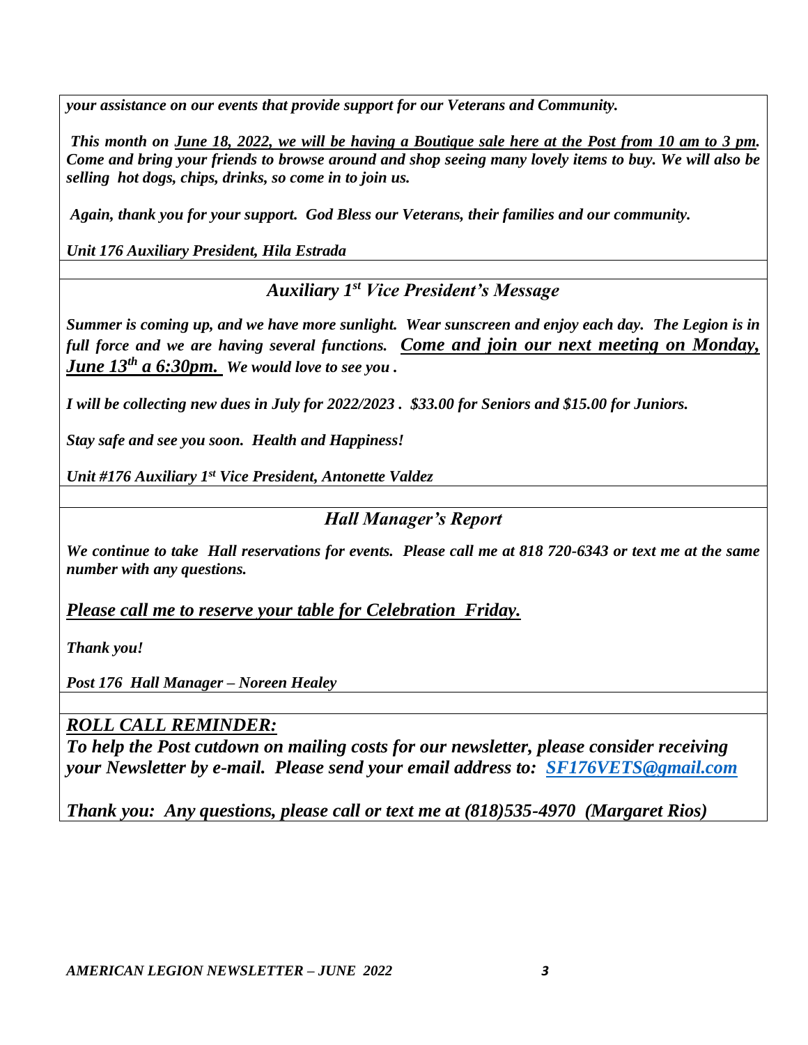*your assistance on our events that provide support for our Veterans and Community.*

***This month on June 18, 2022, we will be having a Boutique sale here at the Post from 10 am to 3 pm. Come and bring your friends to browse around and shop seeing many lovely items to buy. We will also be selling hot dogs, chips, drinks, so come in to join us.***

***Again, thank you for your support. God Bless our Veterans, their families and our community.***

***Unit 176 Auxiliary President, Hila Estrada***

## *Auxiliary 1st Vice President's Message*

***Summer is coming up, and we have more sunlight. Wear sunscreen and enjoy each day. The Legion is in full force and we are having several functions. Come and join our next meeting on Monday, June 13th a 6:30pm. We would love to see you .***

***I will be collecting new dues in July for 2022/2023 . $33.00 for Seniors and $15.00 for Juniors.***

***Stay safe and see you soon. Health and Happiness!***

***Unit #176 Auxiliary 1st Vice President, Antonette Valdez***

## *Hall Manager's Report*

***We continue to take Hall reservations for events. Please call me at 818 720-6343 or text me at the same number with any questions.***

***Please call me to reserve your table for Celebration Friday.***

***Thank you!***

***Post 176 Hall Manager – Noreen Healey***

***ROLL CALL REMINDER:***

***To help the Post cutdown on mailing costs for our newsletter, please consider receiving your Newsletter by e-mail. Please send your email address to: SF176VETS@gmail.com***

***Thank you: Any questions, please call or text me at (818)535-4970 (Margaret Rios)***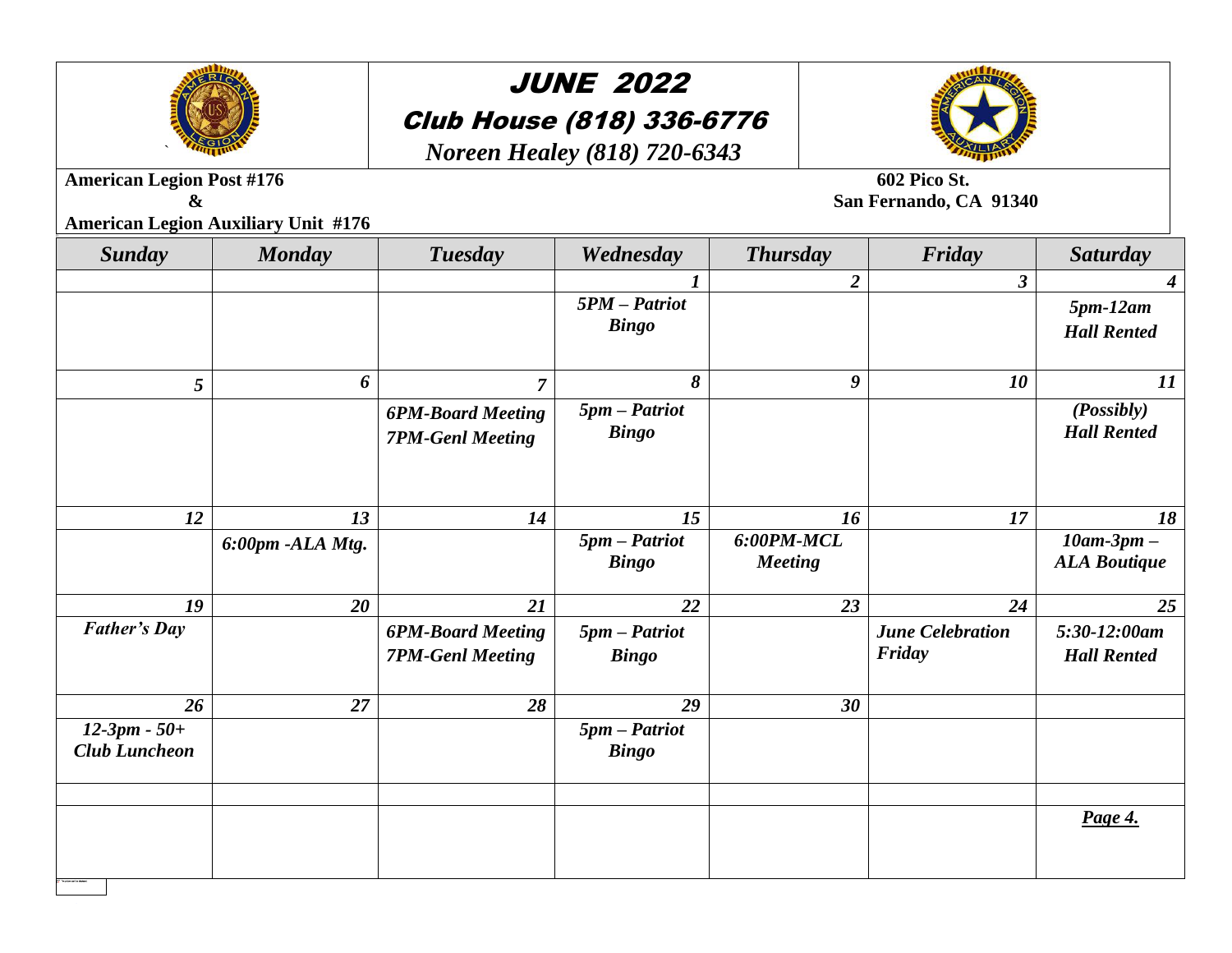# JUNE 2022

## Club House (818) 336-6776

*Noreen Healey (818) 720-6343*

**American Legion Post #176**
**&**
**American Legion Auxiliary Unit #176**

**602 Pico St.**
**San Fernando, CA 91340**

| *Sunday* | *Monday* | *Tuesday* | *Wednesday* | *Thursday* | *Friday* | *Saturday* |
|---|---|---|---|---|---|---|
| | | | ***1*** | ***2*** | ***3*** | ***4*** |
| | | | ***5PM – Patriot Bingo*** | | | ***5pm-12am Hall Rented*** |
| ***5*** | ***6*** | ***7*** | ***8*** | ***9*** | ***10*** | ***11*** |
| | | ***6PM-Board Meeting 7PM-Genl Meeting*** | ***5pm – Patriot Bingo*** | | | ***(Possibly) Hall Rented*** |
| ***12*** | ***13*** | ***14*** | ***15*** | ***16*** | ***17*** | ***18*** |
| | ***6:00pm -ALA Mtg.*** | | ***5pm – Patriot Bingo*** | ***6:00PM-MCL Meeting*** | | ***10am-3pm – ALA Boutique*** |
| ***19*** | ***20*** | ***21*** | ***22*** | ***23*** | ***24*** | ***25*** |
| ***Father's Day*** | | ***6PM-Board Meeting 7PM-Genl Meeting*** | ***5pm – Patriot Bingo*** | | ***June Celebration Friday*** | ***5:30-12:00am Hall Rented*** |
| ***26*** | ***27*** | ***28*** | ***29*** | ***30*** | | |
| ***12-3pm - 50+ Club Luncheon*** | | | ***5pm – Patriot Bingo*** | | | |
| | | | | | | |
| | | | | | | |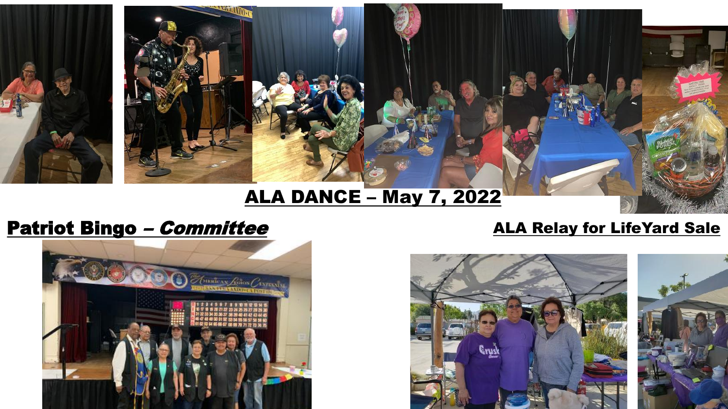## ALA DANCE – May 7, 2022

## Patriot Bingo – *Committee*

## ALA Relay for LifeYard Sale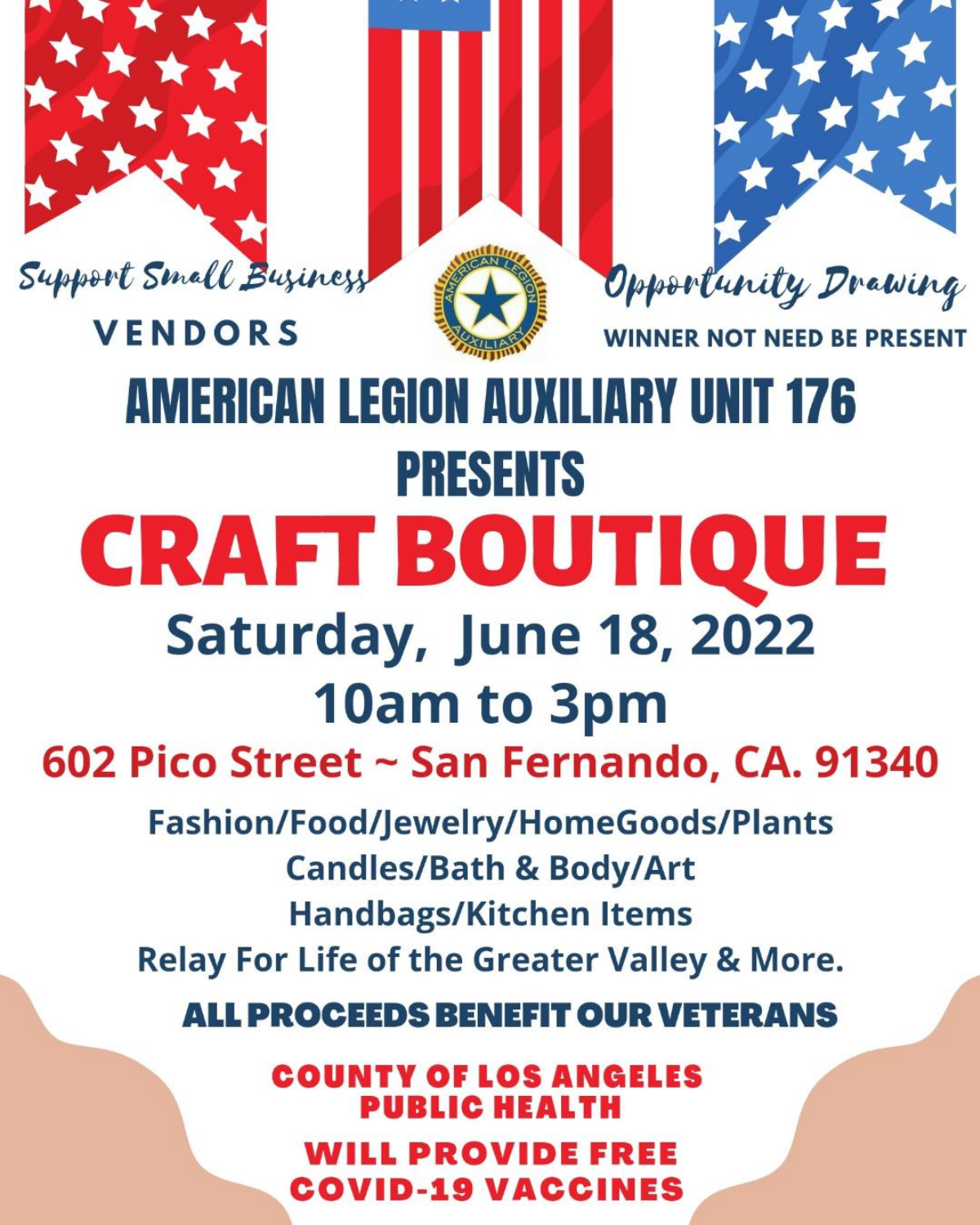*Support Small Business*

**VENDORS**

*Opportunity Drawing*

**WINNER NOT NEED BE PRESENT**

# AMERICAN LEGION AUXILIARY UNIT 176

## PRESENTS

# CRAFT BOUTIQUE

## Saturday, June 18, 2022

## 10am to 3pm

**602 Pico Street ~ San Fernando, CA. 91340**

Fashion/Food/Jewelry/HomeGoods/Plants
Candles/Bath & Body/Art
Handbags/Kitchen Items
Relay For Life of the Greater Valley & More.

**ALL PROCEEDS BENEFIT OUR VETERANS**

**COUNTY OF LOS ANGELES PUBLIC HEALTH**

**WILL PROVIDE FREE COVID-19 VACCINES**